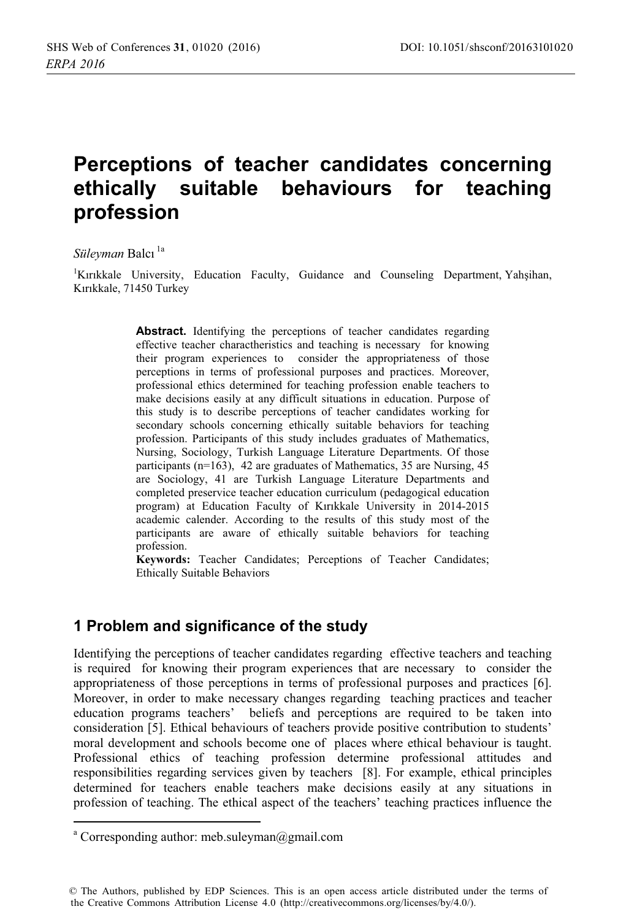# Perceptions of teacher candidates concerning ethically suitable behaviours for teaching profession

*Süleyman* Balcı [1a]

[1]Kırıkkale University, Education Faculty, Guidance and Counseling Department, Yahşihan, Kırıkkale, 71450 Turkey

**Abstract.** Identifying the perceptions of teacher candidates regarding effective teacher charactheristics and teaching is necessary for knowing their program experiences to consider the appropriateness of those perceptions in terms of professional purposes and practices. Moreover, professional ethics determined for teaching profession enable teachers to make decisions easily at any difficult situations in education. Purpose of this study is to describe perceptions of teacher candidates working for secondary schools concerning ethically suitable behaviors for teaching profession. Participants of this study includes graduates of Mathematics, Nursing, Sociology, Turkish Language Literature Departments. Of those participants (n=163), 42 are graduates of Mathematics, 35 are Nursing, 45 are Sociology, 41 are Turkish Language Literature Departments and completed preservice teacher education curriculum (pedagogical education program) at Education Faculty of Kırıkkale University in 2014-2015 academic calender. According to the results of this study most of the participants are aware of ethically suitable behaviors for teaching profession.

**Keywords:** Teacher Candidates; Perceptions of Teacher Candidates; Ethically Suitable Behaviors

## 1 Problem and significance of the study

Identifying the perceptions of teacher candidates regarding effective teachers and teaching is required for knowing their program experiences that are necessary to consider the appropriateness of those perceptions in terms of professional purposes and practices [6]. Moreover, in order to make necessary changes regarding teaching practices and teacher education programs teachers' beliefs and perceptions are required to be taken into consideration [5]. Ethical behaviours of teachers provide positive contribution to students' moral development and schools become one of places where ethical behaviour is taught. Professional ethics of teaching profession determine professional attitudes and responsibilities regarding services given by teachers [8]. For example, ethical principles determined for teachers enable teachers make decisions easily at any situations in profession of teaching. The ethical aspect of the teachers' teaching practices influence the

[a] Corresponding author: meb.suleyman@gmail.com

© The Authors, published by EDP Sciences. This is an open access article distributed under the terms of the Creative Commons Attribution License 4.0 (http://creativecommons.org/licenses/by/4.0/).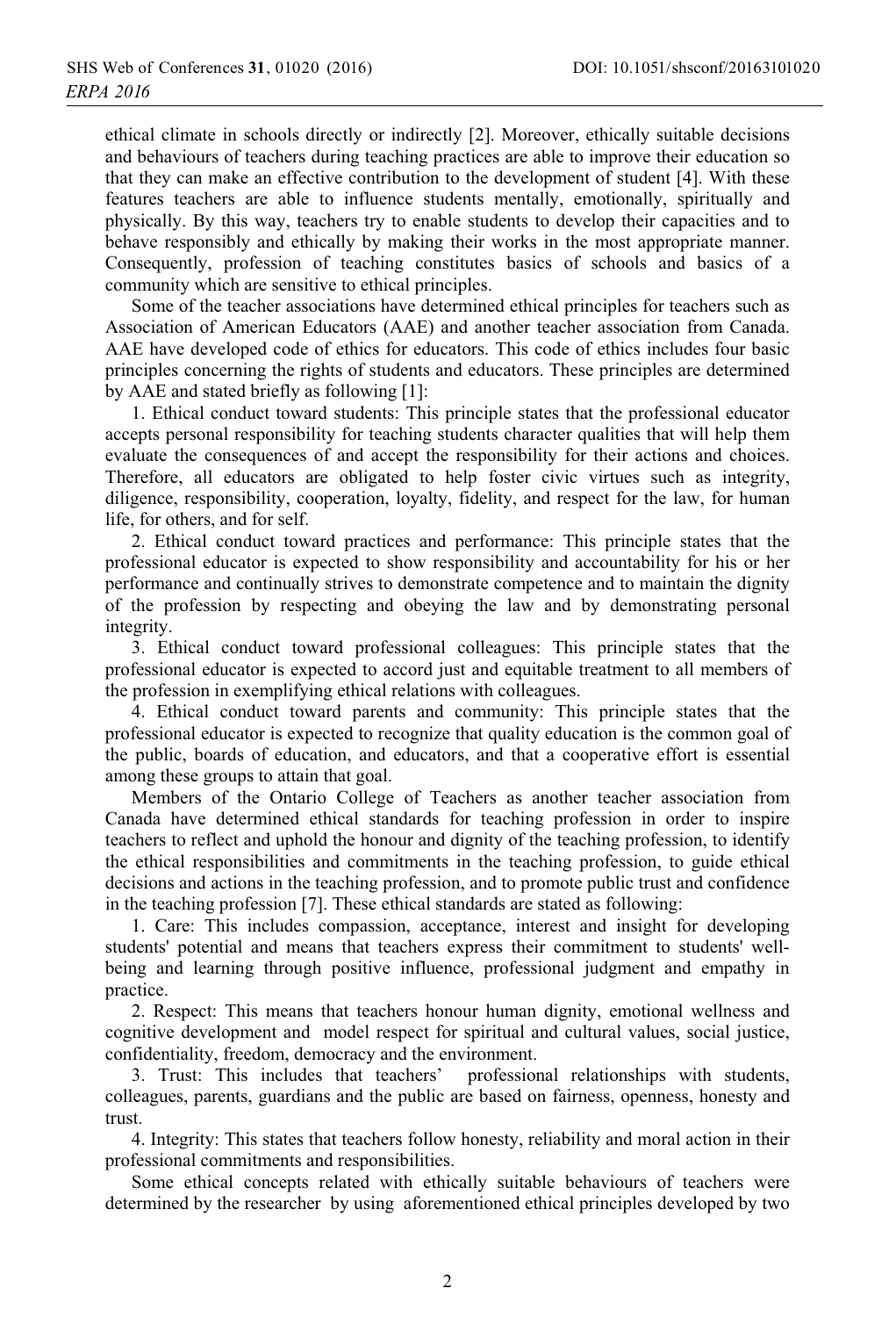ethical climate in schools directly or indirectly [2]. Moreover, ethically suitable decisions and behaviours of teachers during teaching practices are able to improve their education so that they can make an effective contribution to the development of student [4]. With these features teachers are able to influence students mentally, emotionally, spiritually and physically. By this way, teachers try to enable students to develop their capacities and to behave responsibly and ethically by making their works in the most appropriate manner. Consequently, profession of teaching constitutes basics of schools and basics of a community which are sensitive to ethical principles.

Some of the teacher associations have determined ethical principles for teachers such as Association of American Educators (AAE) and another teacher association from Canada. AAE have developed code of ethics for educators. This code of ethics includes four basic principles concerning the rights of students and educators. These principles are determined by AAE and stated briefly as following [1]:

1. Ethical conduct toward students: This principle states that the professional educator accepts personal responsibility for teaching students character qualities that will help them evaluate the consequences of and accept the responsibility for their actions and choices. Therefore, all educators are obligated to help foster civic virtues such as integrity, diligence, responsibility, cooperation, loyalty, fidelity, and respect for the law, for human life, for others, and for self.

2. Ethical conduct toward practices and performance: This principle states that the professional educator is expected to show responsibility and accountability for his or her performance and continually strives to demonstrate competence and to maintain the dignity of the profession by respecting and obeying the law and by demonstrating personal integrity.

3. Ethical conduct toward professional colleagues: This principle states that the professional educator is expected to accord just and equitable treatment to all members of the profession in exemplifying ethical relations with colleagues.

4. Ethical conduct toward parents and community: This principle states that the professional educator is expected to recognize that quality education is the common goal of the public, boards of education, and educators, and that a cooperative effort is essential among these groups to attain that goal.

Members of the Ontario College of Teachers as another teacher association from Canada have determined ethical standards for teaching profession in order to inspire teachers to reflect and uphold the honour and dignity of the teaching profession, to identify the ethical responsibilities and commitments in the teaching profession, to guide ethical decisions and actions in the teaching profession, and to promote public trust and confidence in the teaching profession [7]. These ethical standards are stated as following:

1. Care: This includes compassion, acceptance, interest and insight for developing students' potential and means that teachers express their commitment to students' well-being and learning through positive influence, professional judgment and empathy in practice.

2. Respect: This means that teachers honour human dignity, emotional wellness and cognitive development and model respect for spiritual and cultural values, social justice, confidentiality, freedom, democracy and the environment.

3. Trust: This includes that teachers' professional relationships with students, colleagues, parents, guardians and the public are based on fairness, openness, honesty and trust.

4. Integrity: This states that teachers follow honesty, reliability and moral action in their professional commitments and responsibilities.

Some ethical concepts related with ethically suitable behaviours of teachers were determined by the researcher by using aforementioned ethical principles developed by two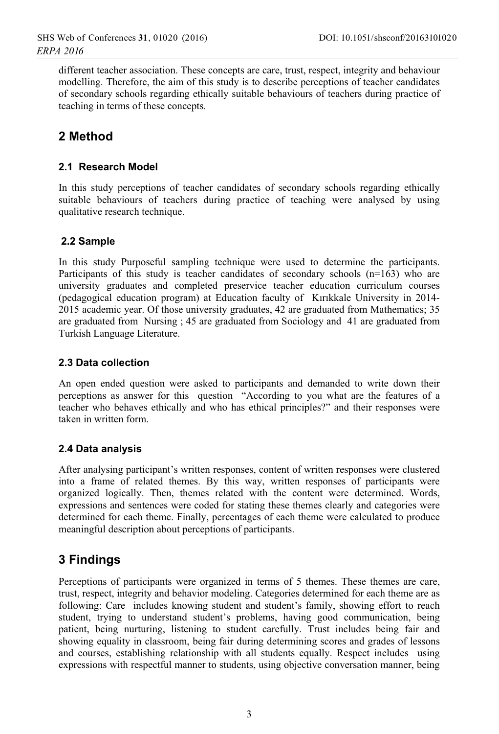different teacher association. These concepts are care, trust, respect, integrity and behaviour modelling. Therefore, the aim of this study is to describe perceptions of teacher candidates of secondary schools regarding ethically suitable behaviours of teachers during practice of teaching in terms of these concepts.

## 2 Method

### 2.1 Research Model

In this study perceptions of teacher candidates of secondary schools regarding ethically suitable behaviours of teachers during practice of teaching were analysed by using qualitative research technique.

### 2.2 Sample

In this study Purposeful sampling technique were used to determine the participants. Participants of this study is teacher candidates of secondary schools (n=163) who are university graduates and completed preservice teacher education curriculum courses (pedagogical education program) at Education faculty of Kırıkkale University in 2014-2015 academic year. Of those university graduates, 42 are graduated from Mathematics; 35 are graduated from Nursing ; 45 are graduated from Sociology and 41 are graduated from Turkish Language Literature.

### 2.3 Data collection

An open ended question were asked to participants and demanded to write down their perceptions as answer for this question "According to you what are the features of a teacher who behaves ethically and who has ethical principles?" and their responses were taken in written form.

### 2.4 Data analysis

After analysing participant's written responses, content of written responses were clustered into a frame of related themes. By this way, written responses of participants were organized logically. Then, themes related with the content were determined. Words, expressions and sentences were coded for stating these themes clearly and categories were determined for each theme. Finally, percentages of each theme were calculated to produce meaningful description about perceptions of participants.

## 3 Findings

Perceptions of participants were organized in terms of 5 themes. These themes are care, trust, respect, integrity and behavior modeling. Categories determined for each theme are as following: Care includes knowing student and student's family, showing effort to reach student, trying to understand student's problems, having good communication, being patient, being nurturing, listening to student carefully. Trust includes being fair and showing equality in classroom, being fair during determining scores and grades of lessons and courses, establishing relationship with all students equally. Respect includes using expressions with respectful manner to students, using objective conversation manner, being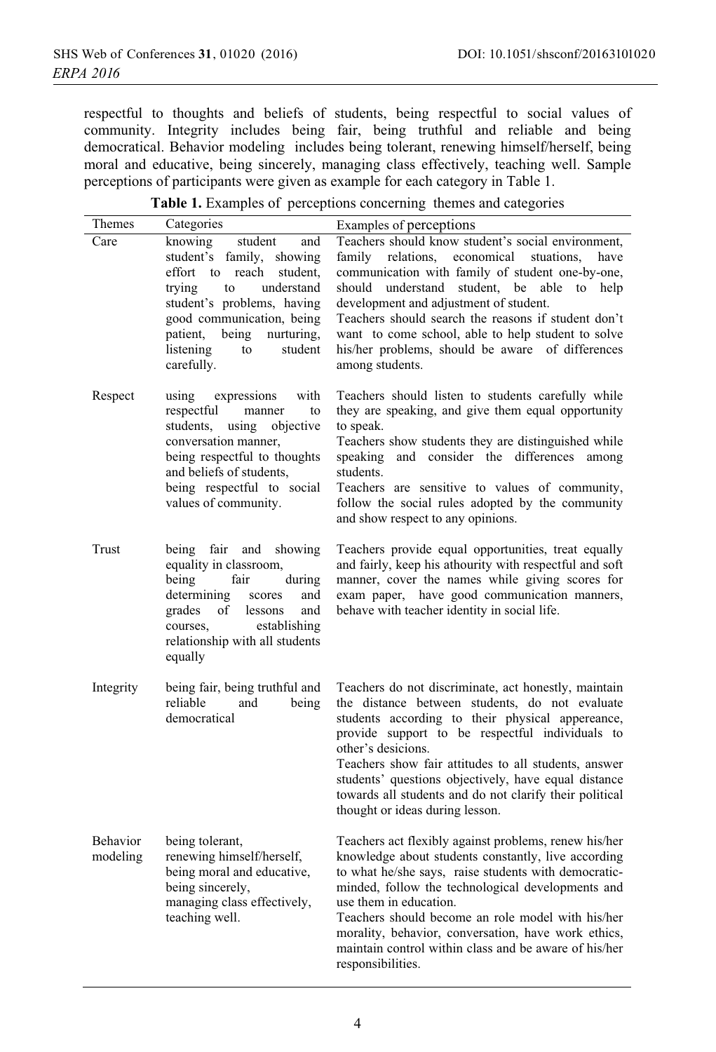respectful to thoughts and beliefs of students, being respectful to social values of community. Integrity includes being fair, being truthful and reliable and being democratical. Behavior modeling includes being tolerant, renewing himself/herself, being moral and educative, being sincerely, managing class effectively, teaching well. Sample perceptions of participants were given as example for each category in Table 1.

**Table 1.** Examples of perceptions concerning themes and categories

| Themes | Categories | Examples of perceptions |
|---|---|---|
| Care | knowing student and student's family, showing effort to reach student, trying to understand student's problems, having good communication, being patient, being nurturing, listening to student carefully. | Teachers should know student's social environment, family relations, economical stuations, have communication with family of student one-by-one, should understand student, be able to help development and adjustment of student. Teachers should search the reasons if student don't want to come school, able to help student to solve his/her problems, should be aware of differences among students. |
| Respect | using expressions with respectful manner to students, using objective conversation manner, being respectful to thoughts and beliefs of students, being respectful to social values of community. | Teachers should listen to students carefully while they are speaking, and give them equal opportunity to speak. Teachers show students they are distinguished while speaking and consider the differences among students. Teachers are sensitive to values of community, follow the social rules adopted by the community and show respect to any opinions. |
| Trust | being fair and showing equality in classroom, being fair during determining scores and grades of lessons and courses, establishing relationship with all students equally | Teachers provide equal opportunities, treat equally and fairly, keep his athourity with respectful and soft manner, cover the names while giving scores for exam paper, have good communication manners, behave with teacher identity in social life. |
| Integrity | being fair, being truthful and reliable and being democratical | Teachers do not discriminate, act honestly, maintain the distance between students, do not evaluate students according to their physical appereance, provide support to be respectful individuals to other's desicions. Teachers show fair attitudes to all students, answer students' questions objectively, have equal distance towards all students and do not clarify their political thought or ideas during lesson. |
| Behavior modeling | being tolerant, renewing himself/herself, being moral and educative, being sincerely, managing class effectively, teaching well. | Teachers act flexibly against problems, renew his/her knowledge about students constantly, live according to what he/she says, raise students with democratic-minded, follow the technological developments and use them in education. Teachers should become an role model with his/her morality, behavior, conversation, have work ethics, maintain control within class and be aware of his/her responsibilities. |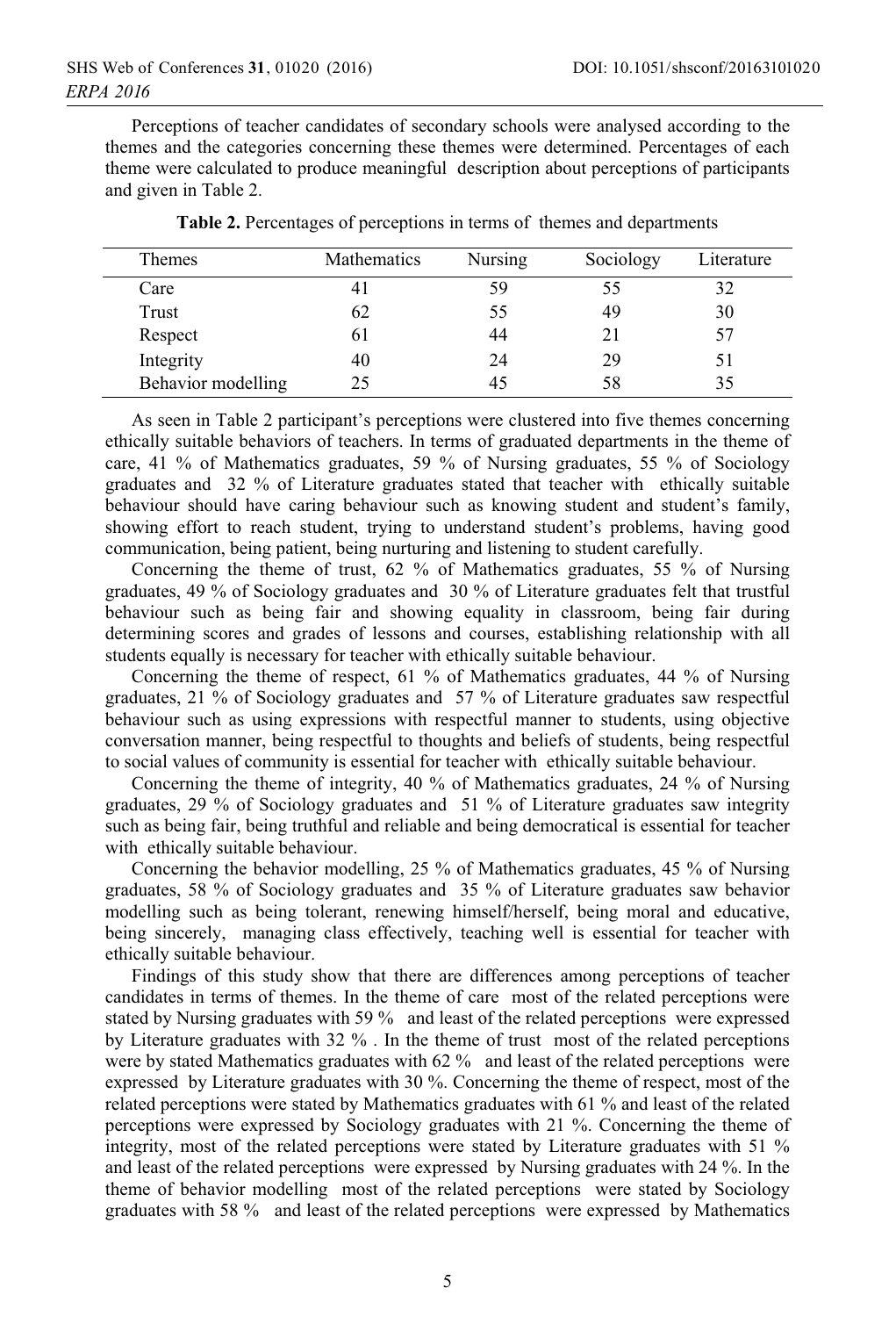Perceptions of teacher candidates of secondary schools were analysed according to the themes and the categories concerning these themes were determined. Percentages of each theme were calculated to produce meaningful description about perceptions of participants and given in Table 2.

**Table 2.** Percentages of perceptions in terms of themes and departments

| Themes | Mathematics | Nursing | Sociology | Literature |
|---|---|---|---|---|
| Care | 41 | 59 | 55 | 32 |
| Trust | 62 | 55 | 49 | 30 |
| Respect | 61 | 44 | 21 | 57 |
| Integrity | 40 | 24 | 29 | 51 |
| Behavior modelling | 25 | 45 | 58 | 35 |

As seen in Table 2 participant's perceptions were clustered into five themes concerning ethically suitable behaviors of teachers. In terms of graduated departments in the theme of care, 41 % of Mathematics graduates, 59 % of Nursing graduates, 55 % of Sociology graduates and 32 % of Literature graduates stated that teacher with ethically suitable behaviour should have caring behaviour such as knowing student and student's family, showing effort to reach student, trying to understand student's problems, having good communication, being patient, being nurturing and listening to student carefully.

Concerning the theme of trust, 62 % of Mathematics graduates, 55 % of Nursing graduates, 49 % of Sociology graduates and 30 % of Literature graduates felt that trustful behaviour such as being fair and showing equality in classroom, being fair during determining scores and grades of lessons and courses, establishing relationship with all students equally is necessary for teacher with ethically suitable behaviour.

Concerning the theme of respect, 61 % of Mathematics graduates, 44 % of Nursing graduates, 21 % of Sociology graduates and 57 % of Literature graduates saw respectful behaviour such as using expressions with respectful manner to students, using objective conversation manner, being respectful to thoughts and beliefs of students, being respectful to social values of community is essential for teacher with ethically suitable behaviour.

Concerning the theme of integrity, 40 % of Mathematics graduates, 24 % of Nursing graduates, 29 % of Sociology graduates and 51 % of Literature graduates saw integrity such as being fair, being truthful and reliable and being democratical is essential for teacher with ethically suitable behaviour.

Concerning the behavior modelling, 25 % of Mathematics graduates, 45 % of Nursing graduates, 58 % of Sociology graduates and 35 % of Literature graduates saw behavior modelling such as being tolerant, renewing himself/herself, being moral and educative, being sincerely, managing class effectively, teaching well is essential for teacher with ethically suitable behaviour.

Findings of this study show that there are differences among perceptions of teacher candidates in terms of themes. In the theme of care most of the related perceptions were stated by Nursing graduates with 59 % and least of the related perceptions were expressed by Literature graduates with 32 % . In the theme of trust most of the related perceptions were by stated Mathematics graduates with 62 % and least of the related perceptions were expressed by Literature graduates with 30 %. Concerning the theme of respect, most of the related perceptions were stated by Mathematics graduates with 61 % and least of the related perceptions were expressed by Sociology graduates with 21 %. Concerning the theme of integrity, most of the related perceptions were stated by Literature graduates with 51 % and least of the related perceptions were expressed by Nursing graduates with 24 %. In the theme of behavior modelling most of the related perceptions were stated by Sociology graduates with 58 % and least of the related perceptions were expressed by Mathematics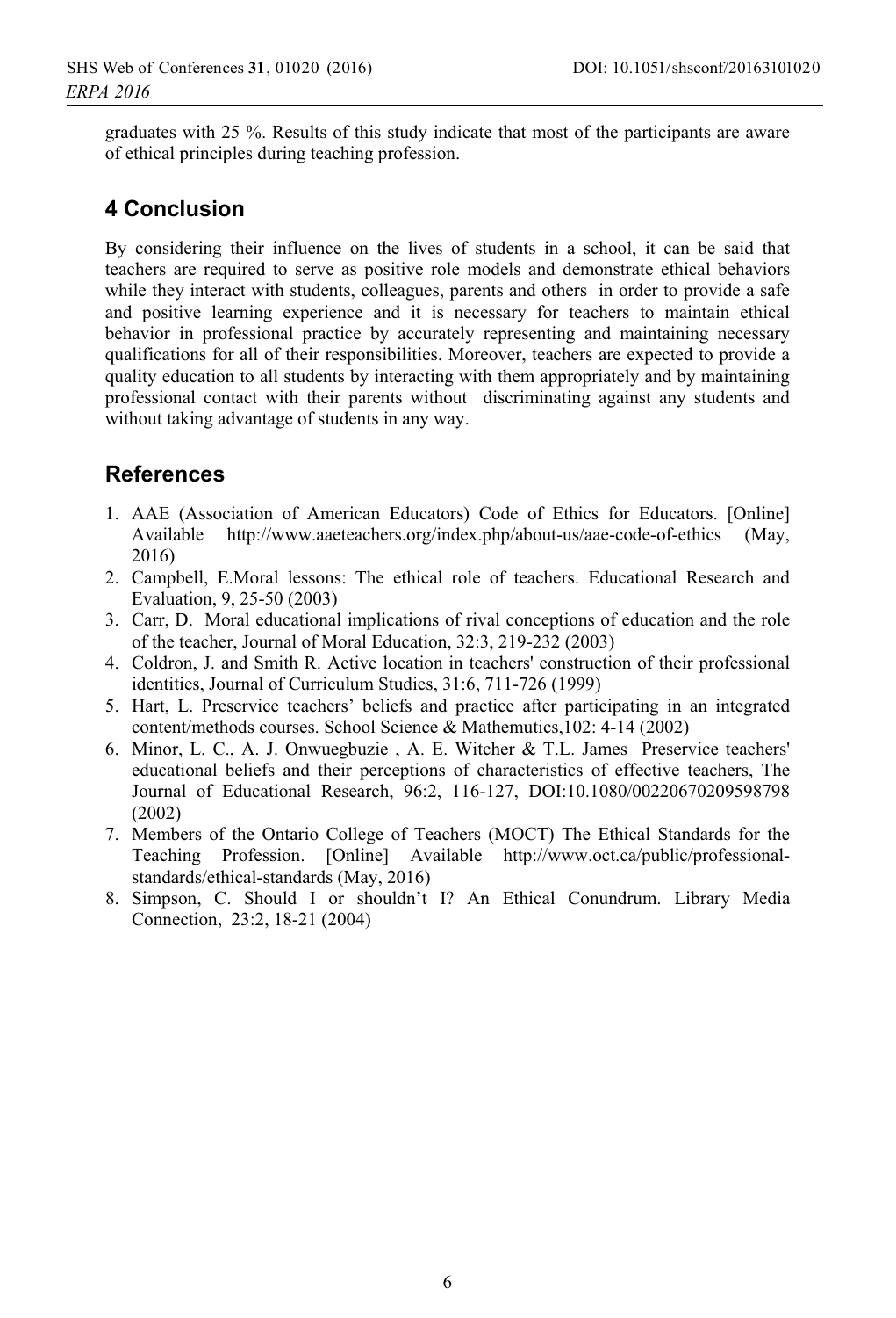graduates with 25 %. Results of this study indicate that most of the participants are aware of ethical principles during teaching profession.

## 4 Conclusion

By considering their influence on the lives of students in a school, it can be said that teachers are required to serve as positive role models and demonstrate ethical behaviors while they interact with students, colleagues, parents and others in order to provide a safe and positive learning experience and it is necessary for teachers to maintain ethical behavior in professional practice by accurately representing and maintaining necessary qualifications for all of their responsibilities. Moreover, teachers are expected to provide a quality education to all students by interacting with them appropriately and by maintaining professional contact with their parents without discriminating against any students and without taking advantage of students in any way.

## References

1. AAE (Association of American Educators) Code of Ethics for Educators. [Online] Available http://www.aaeteachers.org/index.php/about-us/aae-code-of-ethics (May, 2016)
2. Campbell, E.Moral lessons: The ethical role of teachers. Educational Research and Evaluation, 9, 25-50 (2003)
3. Carr, D. Moral educational implications of rival conceptions of education and the role of the teacher, Journal of Moral Education, 32:3, 219-232 (2003)
4. Coldron, J. and Smith R. Active location in teachers' construction of their professional identities, Journal of Curriculum Studies, 31:6, 711-726 (1999)
5. Hart, L. Preservice teachers' beliefs and practice after participating in an integrated content/methods courses. School Science & Mathemutics,102: 4-14 (2002)
6. Minor, L. C., A. J. Onwuegbuzie , A. E. Witcher & T.L. James Preservice teachers' educational beliefs and their perceptions of characteristics of effective teachers, The Journal of Educational Research, 96:2, 116-127, DOI:10.1080/00220670209598798 (2002)
7. Members of the Ontario College of Teachers (MOCT) The Ethical Standards for the Teaching Profession. [Online] Available http://www.oct.ca/public/professional-standards/ethical-standards (May, 2016)
8. Simpson, C. Should I or shouldn't I? An Ethical Conundrum. Library Media Connection, 23:2, 18-21 (2004)